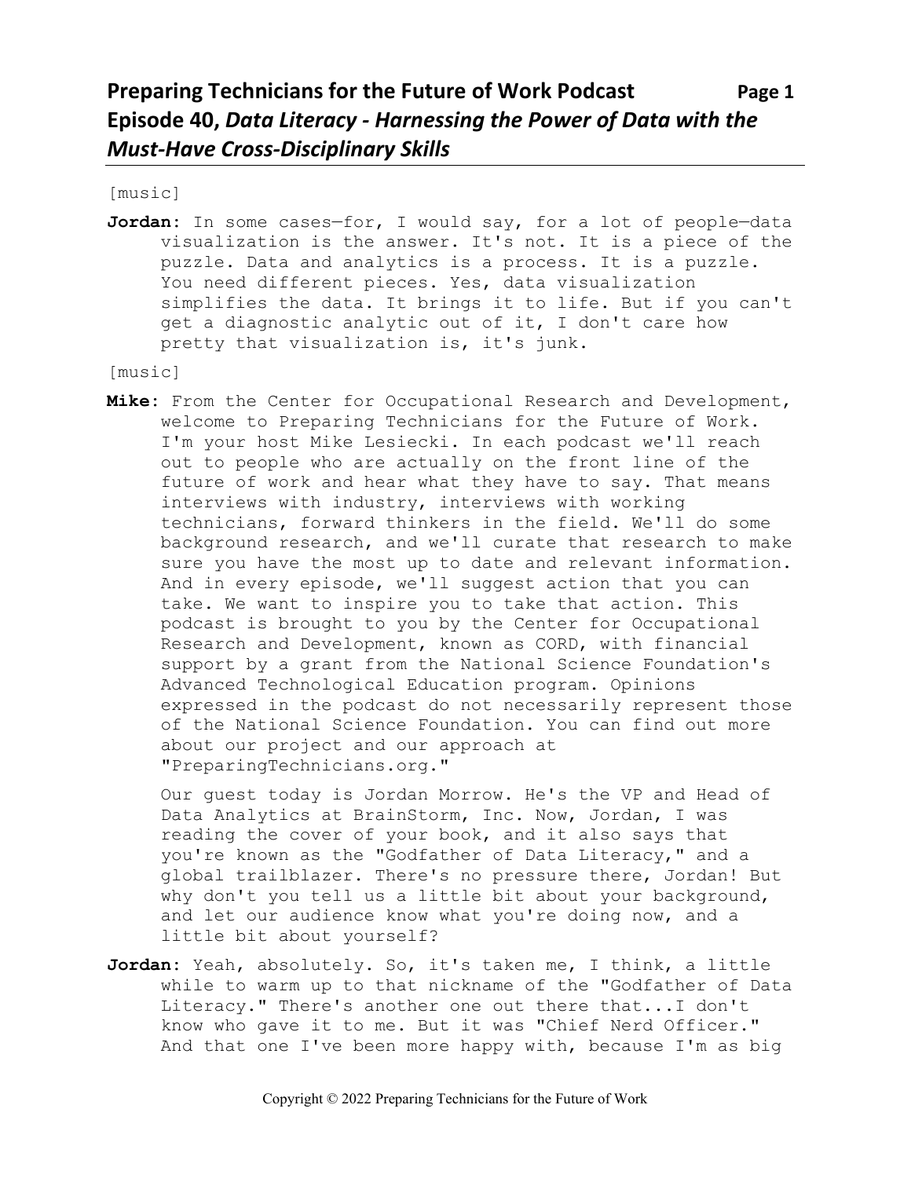# Preparing Technicians for the Future of Work Podcast

## Episode 40, *Data Literacy - Harnessing the Power of Data with the Must-Have Cross-Disciplinary Skills*

[music]

**Jordan:** In some cases—for, I would say, for a lot of people—data visualization is the answer. It's not. It is a piece of the puzzle. Data and analytics is a process. It is a puzzle. You need different pieces. Yes, data visualization simplifies the data. It brings it to life. But if you can't get a diagnostic analytic out of it, I don't care how pretty that visualization is, it's junk.

[music]

**Mike:** From the Center for Occupational Research and Development, welcome to Preparing Technicians for the Future of Work. I'm your host Mike Lesiecki. In each podcast we'll reach out to people who are actually on the front line of the future of work and hear what they have to say. That means interviews with industry, interviews with working technicians, forward thinkers in the field. We'll do some background research, and we'll curate that research to make sure you have the most up to date and relevant information. And in every episode, we'll suggest action that you can take. We want to inspire you to take that action. This podcast is brought to you by the Center for Occupational Research and Development, known as CORD, with financial support by a grant from the National Science Foundation's Advanced Technological Education program. Opinions expressed in the podcast do not necessarily represent those of the National Science Foundation. You can find out more about our project and our approach at "PreparingTechnicians.org."

Our guest today is Jordan Morrow. He's the VP and Head of Data Analytics at BrainStorm, Inc. Now, Jordan, I was reading the cover of your book, and it also says that you're known as the "Godfather of Data Literacy," and a global trailblazer. There's no pressure there, Jordan! But why don't you tell us a little bit about your background, and let our audience know what you're doing now, and a little bit about yourself?

**Jordan:** Yeah, absolutely. So, it's taken me, I think, a little while to warm up to that nickname of the "Godfather of Data Literacy." There's another one out there that...I don't know who gave it to me. But it was "Chief Nerd Officer." And that one I've been more happy with, because I'm as big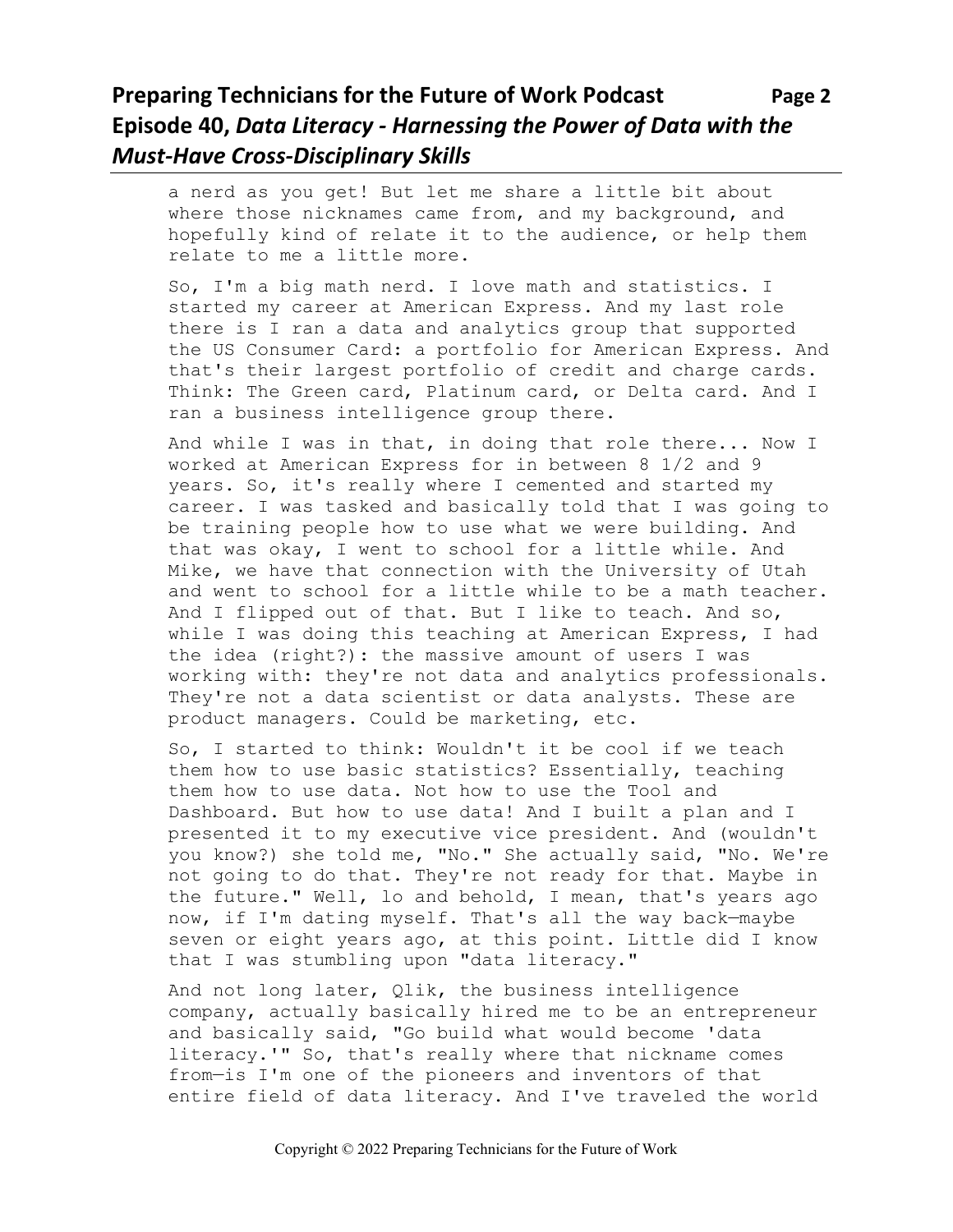a nerd as you get! But let me share a little bit about where those nicknames came from, and my background, and hopefully kind of relate it to the audience, or help them relate to me a little more.

So, I'm a big math nerd. I love math and statistics. I started my career at American Express. And my last role there is I ran a data and analytics group that supported the US Consumer Card: a portfolio for American Express. And that's their largest portfolio of credit and charge cards. Think: The Green card, Platinum card, or Delta card. And I ran a business intelligence group there.

And while I was in that, in doing that role there... Now I worked at American Express for in between 8 1/2 and 9 years. So, it's really where I cemented and started my career. I was tasked and basically told that I was going to be training people how to use what we were building. And that was okay, I went to school for a little while. And Mike, we have that connection with the University of Utah and went to school for a little while to be a math teacher. And I flipped out of that. But I like to teach. And so, while I was doing this teaching at American Express, I had the idea (right?): the massive amount of users I was working with: they're not data and analytics professionals. They're not a data scientist or data analysts. These are product managers. Could be marketing, etc.

So, I started to think: Wouldn't it be cool if we teach them how to use basic statistics? Essentially, teaching them how to use data. Not how to use the Tool and Dashboard. But how to use data! And I built a plan and I presented it to my executive vice president. And (wouldn't you know?) she told me, "No." She actually said, "No. We're not going to do that. They're not ready for that. Maybe in the future." Well, lo and behold, I mean, that's years ago now, if I'm dating myself. That's all the way back—maybe seven or eight years ago, at this point. Little did I know that I was stumbling upon "data literacy."

And not long later, Qlik, the business intelligence company, actually basically hired me to be an entrepreneur and basically said, "Go build what would become 'data literacy.'" So, that's really where that nickname comes from—is I'm one of the pioneers and inventors of that entire field of data literacy. And I've traveled the world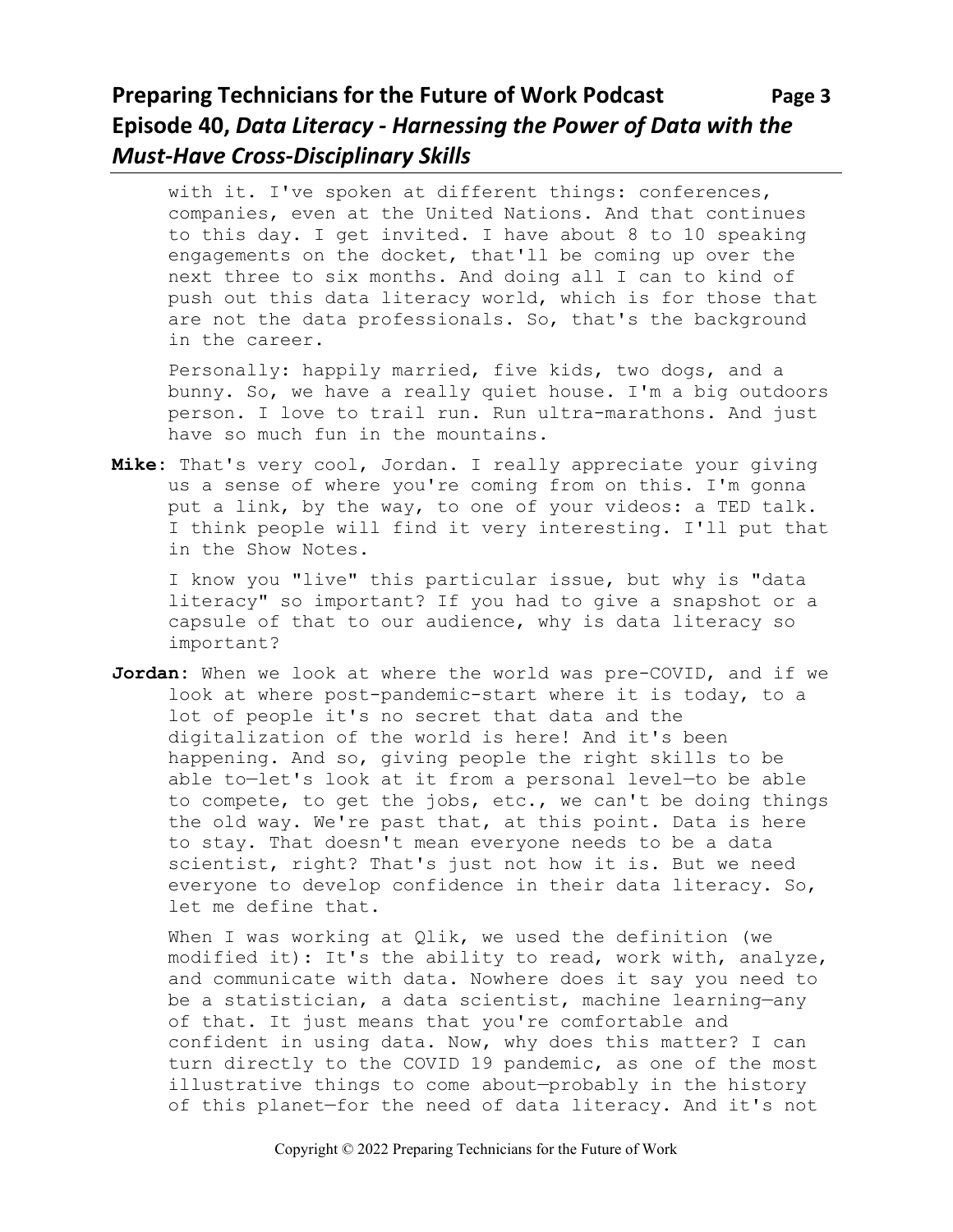with it. I've spoken at different things: conferences, companies, even at the United Nations. And that continues to this day. I get invited. I have about 8 to 10 speaking engagements on the docket, that'll be coming up over the next three to six months. And doing all I can to kind of push out this data literacy world, which is for those that are not the data professionals. So, that's the background in the career.

Personally: happily married, five kids, two dogs, and a bunny. So, we have a really quiet house. I'm a big outdoors person. I love to trail run. Run ultra-marathons. And just have so much fun in the mountains.

**Mike**: That's very cool, Jordan. I really appreciate your giving us a sense of where you're coming from on this. I'm gonna put a link, by the way, to one of your videos: a TED talk. I think people will find it very interesting. I'll put that in the Show Notes.

I know you "live" this particular issue, but why is "data literacy" so important? If you had to give a snapshot or a capsule of that to our audience, why is data literacy so important?

**Jordan**: When we look at where the world was pre-COVID, and if we look at where post-pandemic-start where it is today, to a lot of people it's no secret that data and the digitalization of the world is here! And it's been happening. And so, giving people the right skills to be able to—let's look at it from a personal level—to be able to compete, to get the jobs, etc., we can't be doing things the old way. We're past that, at this point. Data is here to stay. That doesn't mean everyone needs to be a data scientist, right? That's just not how it is. But we need everyone to develop confidence in their data literacy. So, let me define that.

When I was working at Qlik, we used the definition (we modified it): It's the ability to read, work with, analyze, and communicate with data. Nowhere does it say you need to be a statistician, a data scientist, machine learning—any of that. It just means that you're comfortable and confident in using data. Now, why does this matter? I can turn directly to the COVID 19 pandemic, as one of the most illustrative things to come about—probably in the history of this planet—for the need of data literacy. And it's not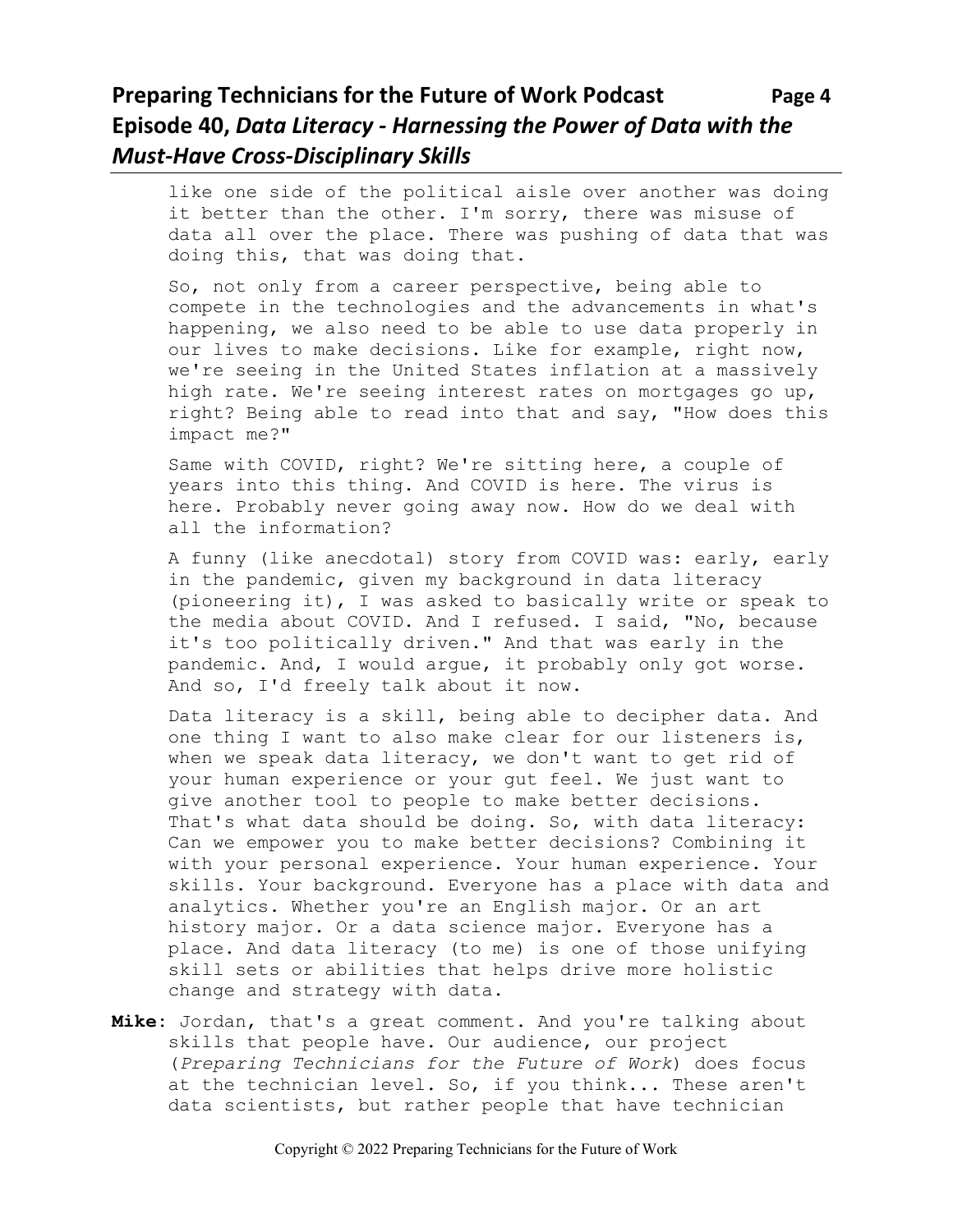like one side of the political aisle over another was doing it better than the other. I'm sorry, there was misuse of data all over the place. There was pushing of data that was doing this, that was doing that.

So, not only from a career perspective, being able to compete in the technologies and the advancements in what's happening, we also need to be able to use data properly in our lives to make decisions. Like for example, right now, we're seeing in the United States inflation at a massively high rate. We're seeing interest rates on mortgages go up, right? Being able to read into that and say, "How does this impact me?"

Same with COVID, right? We're sitting here, a couple of years into this thing. And COVID is here. The virus is here. Probably never going away now. How do we deal with all the information?

A funny (like anecdotal) story from COVID was: early, early in the pandemic, given my background in data literacy (pioneering it), I was asked to basically write or speak to the media about COVID. And I refused. I said, "No, because it's too politically driven." And that was early in the pandemic. And, I would argue, it probably only got worse. And so, I'd freely talk about it now.

Data literacy is a skill, being able to decipher data. And one thing I want to also make clear for our listeners is, when we speak data literacy, we don't want to get rid of your human experience or your gut feel. We just want to give another tool to people to make better decisions. That's what data should be doing. So, with data literacy: Can we empower you to make better decisions? Combining it with your personal experience. Your human experience. Your skills. Your background. Everyone has a place with data and analytics. Whether you're an English major. Or an art history major. Or a data science major. Everyone has a place. And data literacy (to me) is one of those unifying skill sets or abilities that helps drive more holistic change and strategy with data.

**Mike**: Jordan, that's a great comment. And you're talking about skills that people have. Our audience, our project (*Preparing Technicians for the Future of Work*) does focus at the technician level. So, if you think... These aren't data scientists, but rather people that have technician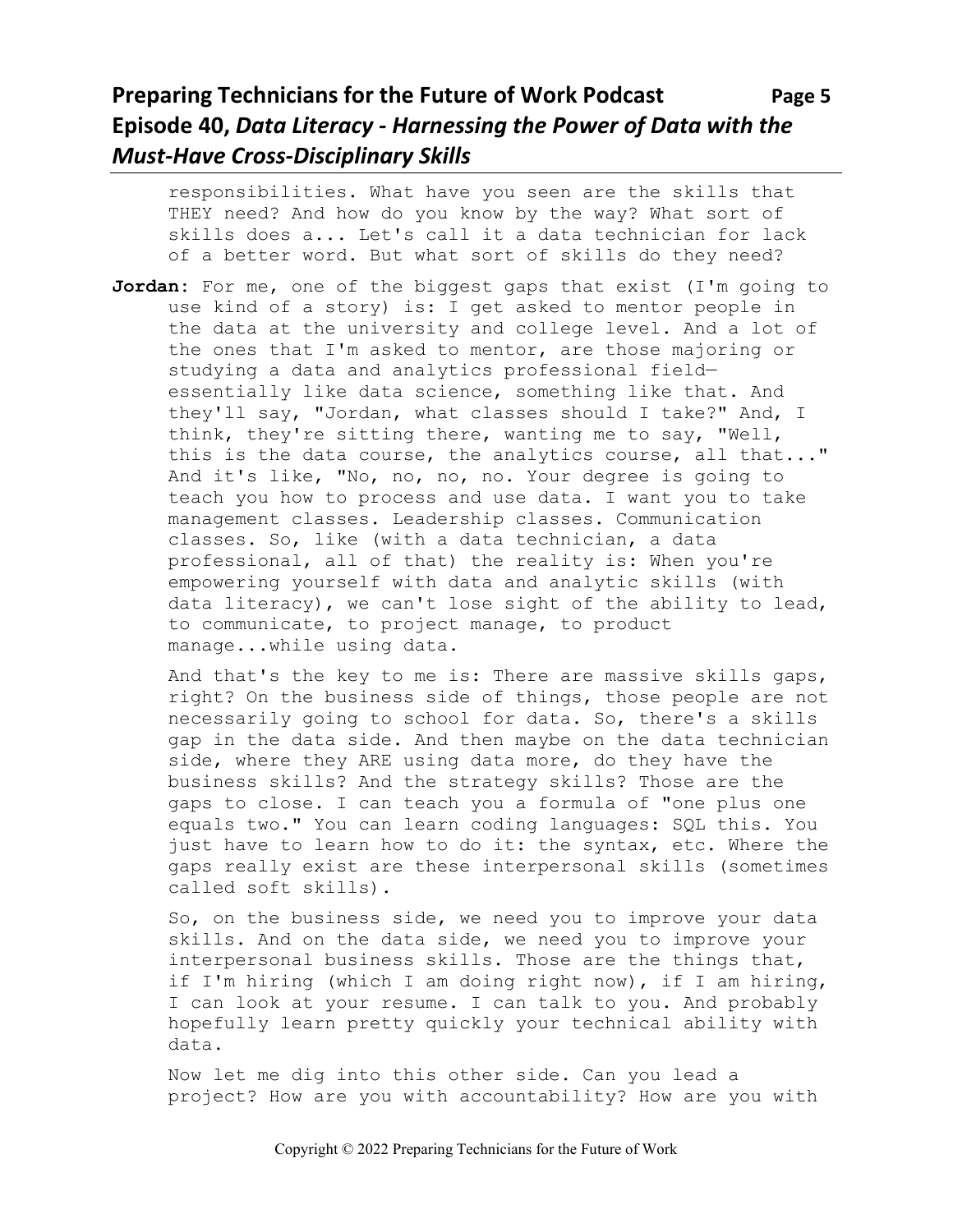responsibilities. What have you seen are the skills that THEY need? And how do you know by the way? What sort of skills does a... Let's call it a data technician for lack of a better word. But what sort of skills do they need?

**Jordan:** For me, one of the biggest gaps that exist (I'm going to use kind of a story) is: I get asked to mentor people in the data at the university and college level. And a lot of the ones that I'm asked to mentor, are those majoring or studying a data and analytics professional field—essentially like data science, something like that. And they'll say, "Jordan, what classes should I take?" And, I think, they're sitting there, wanting me to say, "Well, this is the data course, the analytics course, all that..." And it's like, "No, no, no, no. Your degree is going to teach you how to process and use data. I want you to take management classes. Leadership classes. Communication classes. So, like (with a data technician, a data professional, all of that) the reality is: When you're empowering yourself with data and analytic skills (with data literacy), we can't lose sight of the ability to lead, to communicate, to project manage, to product manage...while using data.

And that's the key to me is: There are massive skills gaps, right? On the business side of things, those people are not necessarily going to school for data. So, there's a skills gap in the data side. And then maybe on the data technician side, where they ARE using data more, do they have the business skills? And the strategy skills? Those are the gaps to close. I can teach you a formula of "one plus one equals two." You can learn coding languages: SQL this. You just have to learn how to do it: the syntax, etc. Where the gaps really exist are these interpersonal skills (sometimes called soft skills).

So, on the business side, we need you to improve your data skills. And on the data side, we need you to improve your interpersonal business skills. Those are the things that, if I'm hiring (which I am doing right now), if I am hiring, I can look at your resume. I can talk to you. And probably hopefully learn pretty quickly your technical ability with data.

Now let me dig into this other side. Can you lead a project? How are you with accountability? How are you with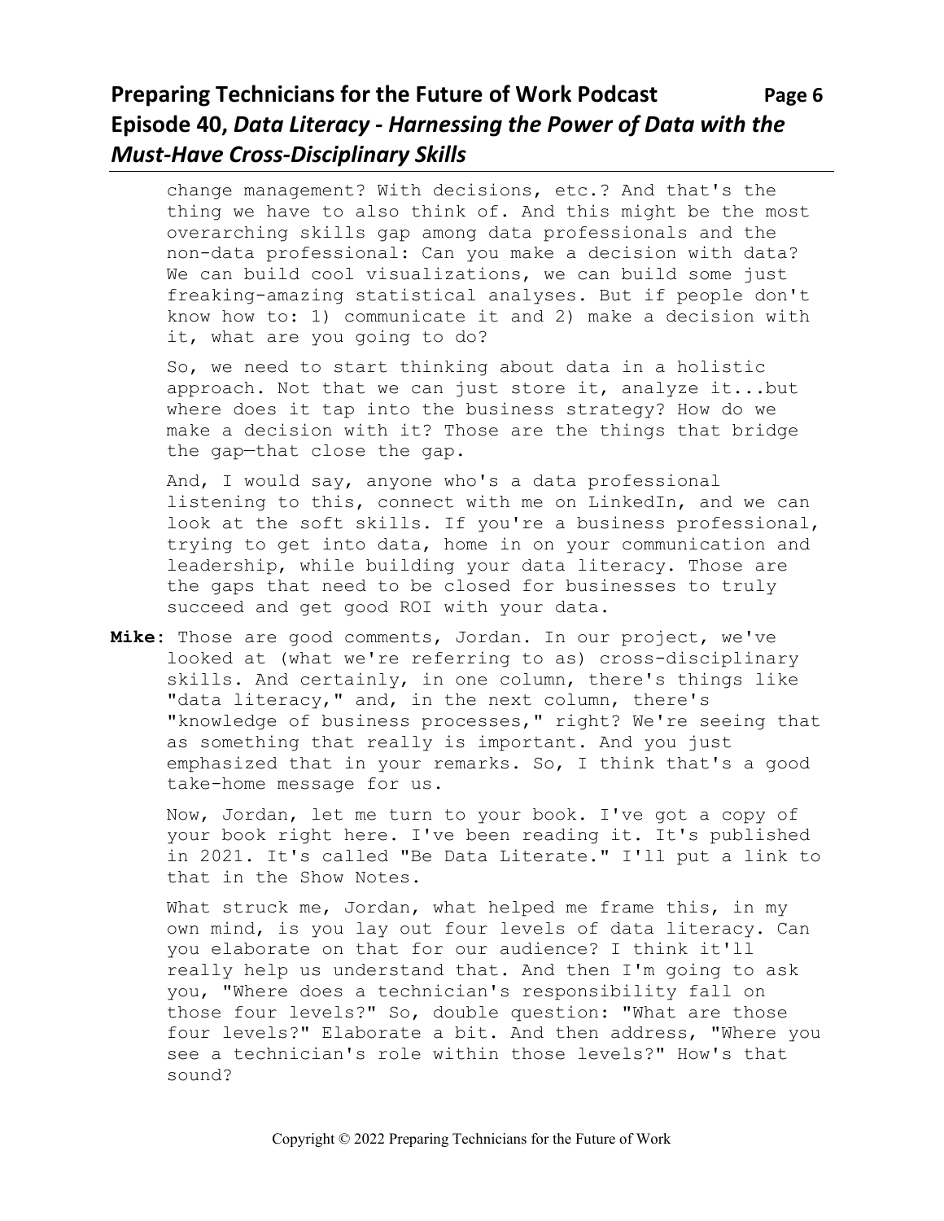change management? With decisions, etc.? And that's the thing we have to also think of. And this might be the most overarching skills gap among data professionals and the non-data professional: Can you make a decision with data? We can build cool visualizations, we can build some just freaking-amazing statistical analyses. But if people don't know how to: 1) communicate it and 2) make a decision with it, what are you going to do?

So, we need to start thinking about data in a holistic approach. Not that we can just store it, analyze it...but where does it tap into the business strategy? How do we make a decision with it? Those are the things that bridge the gap—that close the gap.

And, I would say, anyone who's a data professional listening to this, connect with me on LinkedIn, and we can look at the soft skills. If you're a business professional, trying to get into data, home in on your communication and leadership, while building your data literacy. Those are the gaps that need to be closed for businesses to truly succeed and get good ROI with your data.

**Mike**: Those are good comments, Jordan. In our project, we've looked at (what we're referring to as) cross-disciplinary skills. And certainly, in one column, there's things like "data literacy," and, in the next column, there's "knowledge of business processes," right? We're seeing that as something that really is important. And you just emphasized that in your remarks. So, I think that's a good take-home message for us.

Now, Jordan, let me turn to your book. I've got a copy of your book right here. I've been reading it. It's published in 2021. It's called "Be Data Literate." I'll put a link to that in the Show Notes.

What struck me, Jordan, what helped me frame this, in my own mind, is you lay out four levels of data literacy. Can you elaborate on that for our audience? I think it'll really help us understand that. And then I'm going to ask you, "Where does a technician's responsibility fall on those four levels?" So, double question: "What are those four levels?" Elaborate a bit. And then address, "Where you see a technician's role within those levels?" How's that sound?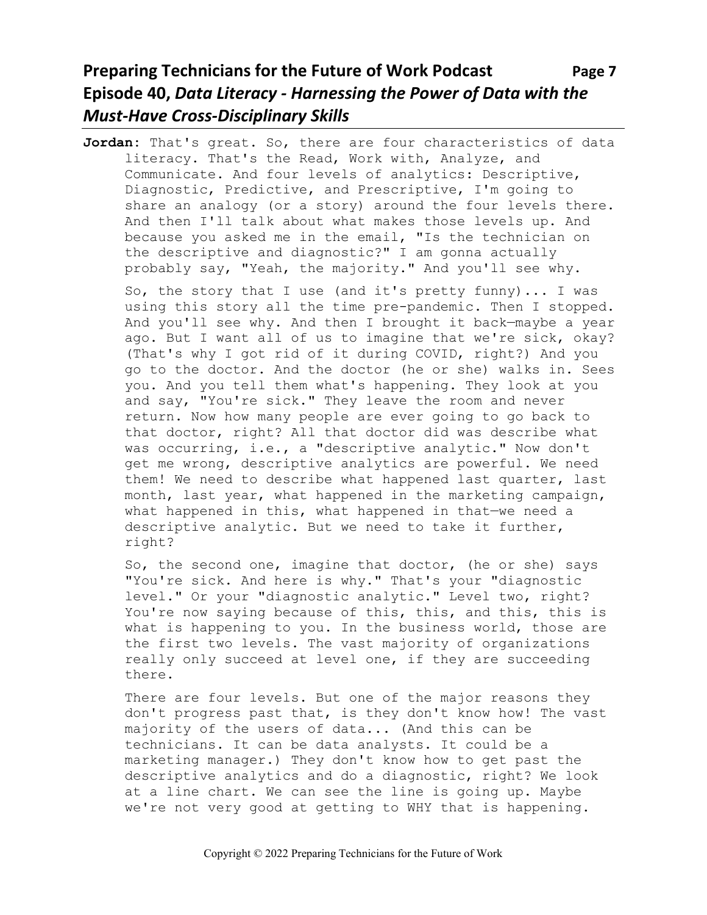**Jordan**: That's great. So, there are four characteristics of data literacy. That's the Read, Work with, Analyze, and Communicate. And four levels of analytics: Descriptive, Diagnostic, Predictive, and Prescriptive, I'm going to share an analogy (or a story) around the four levels there. And then I'll talk about what makes those levels up. And because you asked me in the email, "Is the technician on the descriptive and diagnostic?" I am gonna actually probably say, "Yeah, the majority." And you'll see why.

So, the story that I use (and it's pretty funny)... I was using this story all the time pre-pandemic. Then I stopped. And you'll see why. And then I brought it back—maybe a year ago. But I want all of us to imagine that we're sick, okay? (That's why I got rid of it during COVID, right?) And you go to the doctor. And the doctor (he or she) walks in. Sees you. And you tell them what's happening. They look at you and say, "You're sick." They leave the room and never return. Now how many people are ever going to go back to that doctor, right? All that doctor did was describe what was occurring, i.e., a "descriptive analytic." Now don't get me wrong, descriptive analytics are powerful. We need them! We need to describe what happened last quarter, last month, last year, what happened in the marketing campaign, what happened in this, what happened in that—we need a descriptive analytic. But we need to take it further, right?

So, the second one, imagine that doctor, (he or she) says "You're sick. And here is why." That's your "diagnostic level." Or your "diagnostic analytic." Level two, right? You're now saying because of this, this, and this, this is what is happening to you. In the business world, those are the first two levels. The vast majority of organizations really only succeed at level one, if they are succeeding there.

There are four levels. But one of the major reasons they don't progress past that, is they don't know how! The vast majority of the users of data... (And this can be technicians. It can be data analysts. It could be a marketing manager.) They don't know how to get past the descriptive analytics and do a diagnostic, right? We look at a line chart. We can see the line is going up. Maybe we're not very good at getting to WHY that is happening.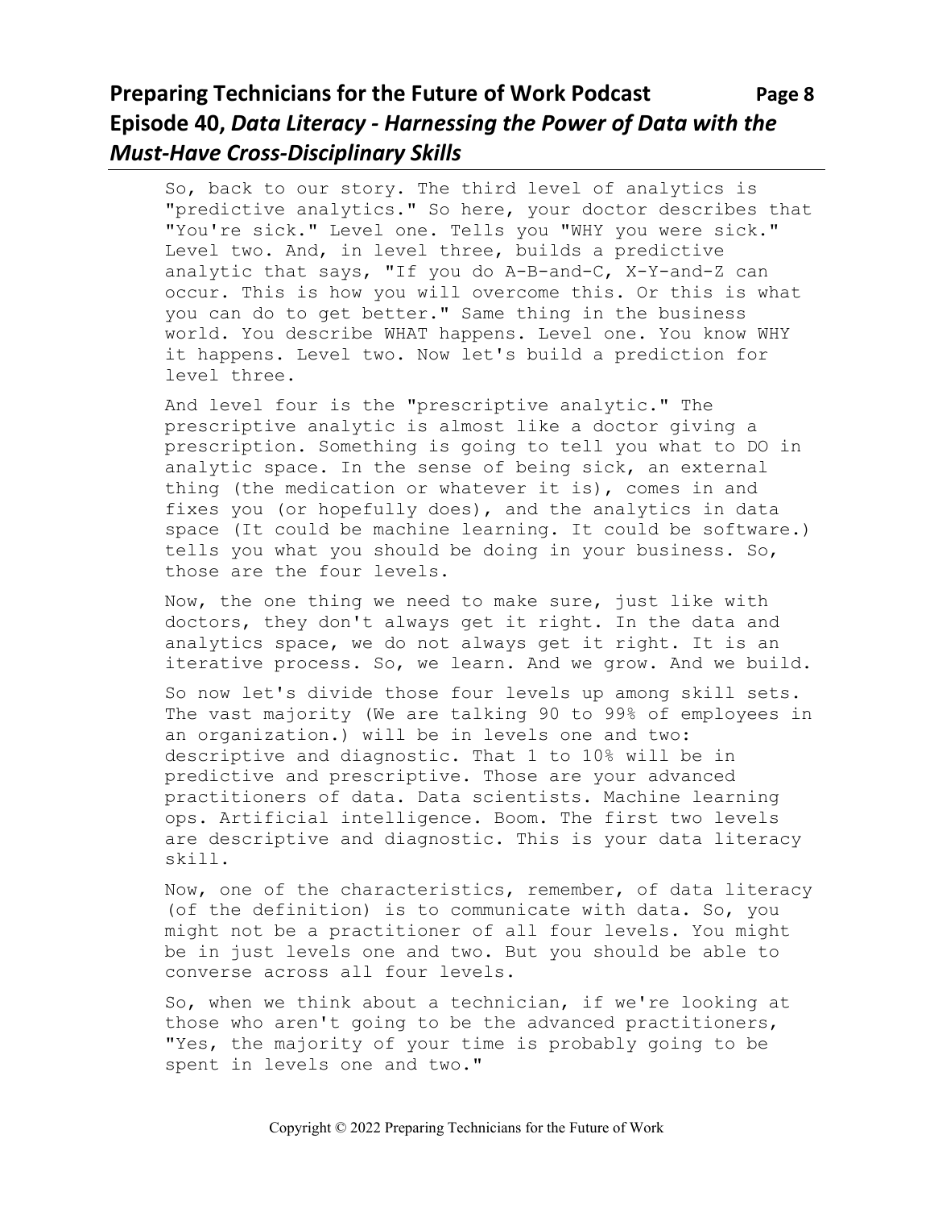So, back to our story. The third level of analytics is "predictive analytics." So here, your doctor describes that "You're sick." Level one. Tells you "WHY you were sick." Level two. And, in level three, builds a predictive analytic that says, "If you do A-B-and-C, X-Y-and-Z can occur. This is how you will overcome this. Or this is what you can do to get better." Same thing in the business world. You describe WHAT happens. Level one. You know WHY it happens. Level two. Now let's build a prediction for level three.

And level four is the "prescriptive analytic." The prescriptive analytic is almost like a doctor giving a prescription. Something is going to tell you what to DO in analytic space. In the sense of being sick, an external thing (the medication or whatever it is), comes in and fixes you (or hopefully does), and the analytics in data space (It could be machine learning. It could be software.) tells you what you should be doing in your business. So, those are the four levels.

Now, the one thing we need to make sure, just like with doctors, they don't always get it right. In the data and analytics space, we do not always get it right. It is an iterative process. So, we learn. And we grow. And we build.

So now let's divide those four levels up among skill sets. The vast majority (We are talking 90 to 99% of employees in an organization.) will be in levels one and two: descriptive and diagnostic. That 1 to 10% will be in predictive and prescriptive. Those are your advanced practitioners of data. Data scientists. Machine learning ops. Artificial intelligence. Boom. The first two levels are descriptive and diagnostic. This is your data literacy skill.

Now, one of the characteristics, remember, of data literacy (of the definition) is to communicate with data. So, you might not be a practitioner of all four levels. You might be in just levels one and two. But you should be able to converse across all four levels.

So, when we think about a technician, if we're looking at those who aren't going to be the advanced practitioners, "Yes, the majority of your time is probably going to be spent in levels one and two."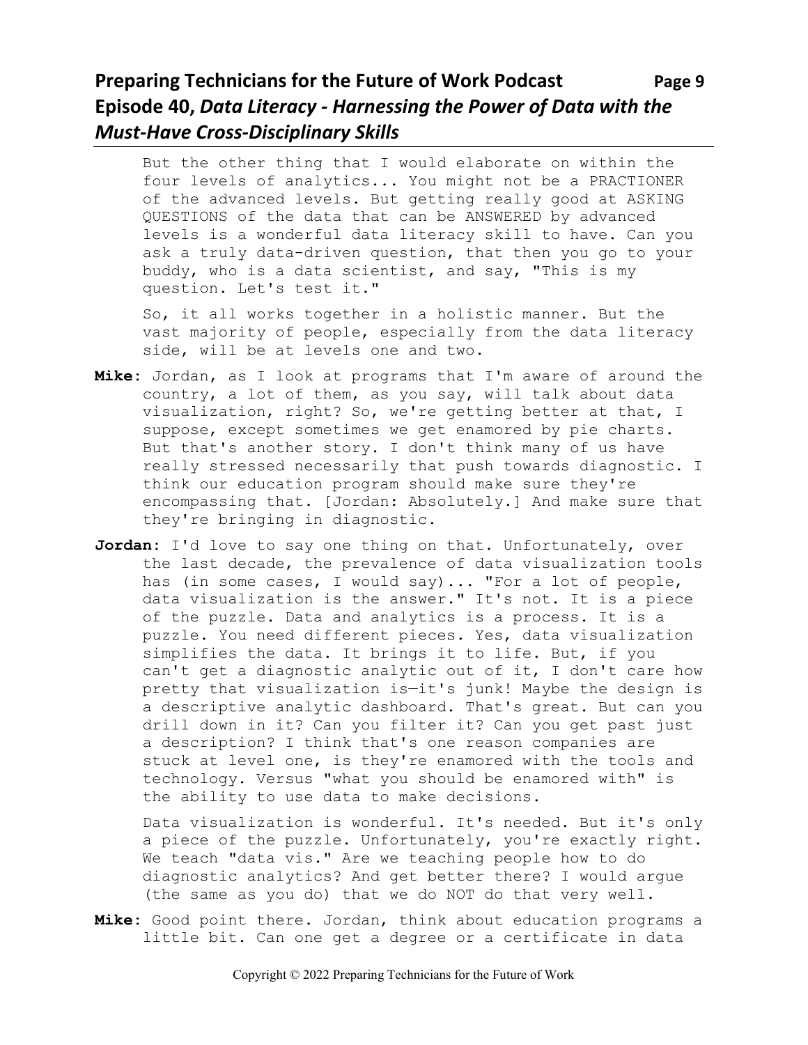But the other thing that I would elaborate on within the four levels of analytics... You might not be a PRACTIONER of the advanced levels. But getting really good at ASKING QUESTIONS of the data that can be ANSWERED by advanced levels is a wonderful data literacy skill to have. Can you ask a truly data-driven question, that then you go to your buddy, who is a data scientist, and say, "This is my question. Let's test it."

So, it all works together in a holistic manner. But the vast majority of people, especially from the data literacy side, will be at levels one and two.

**Mike**: Jordan, as I look at programs that I'm aware of around the country, a lot of them, as you say, will talk about data visualization, right? So, we're getting better at that, I suppose, except sometimes we get enamored by pie charts. But that's another story. I don't think many of us have really stressed necessarily that push towards diagnostic. I think our education program should make sure they're encompassing that. [Jordan: Absolutely.] And make sure that they're bringing in diagnostic.

**Jordan**: I'd love to say one thing on that. Unfortunately, over the last decade, the prevalence of data visualization tools has (in some cases, I would say)... "For a lot of people, data visualization is the answer." It's not. It is a piece of the puzzle. Data and analytics is a process. It is a puzzle. You need different pieces. Yes, data visualization simplifies the data. It brings it to life. But, if you can't get a diagnostic analytic out of it, I don't care how pretty that visualization is—it's junk! Maybe the design is a descriptive analytic dashboard. That's great. But can you drill down in it? Can you filter it? Can you get past just a description? I think that's one reason companies are stuck at level one, is they're enamored with the tools and technology. Versus "what you should be enamored with" is the ability to use data to make decisions.

Data visualization is wonderful. It's needed. But it's only a piece of the puzzle. Unfortunately, you're exactly right. We teach "data vis." Are we teaching people how to do diagnostic analytics? And get better there? I would argue (the same as you do) that we do NOT do that very well.

**Mike**: Good point there. Jordan, think about education programs a little bit. Can one get a degree or a certificate in data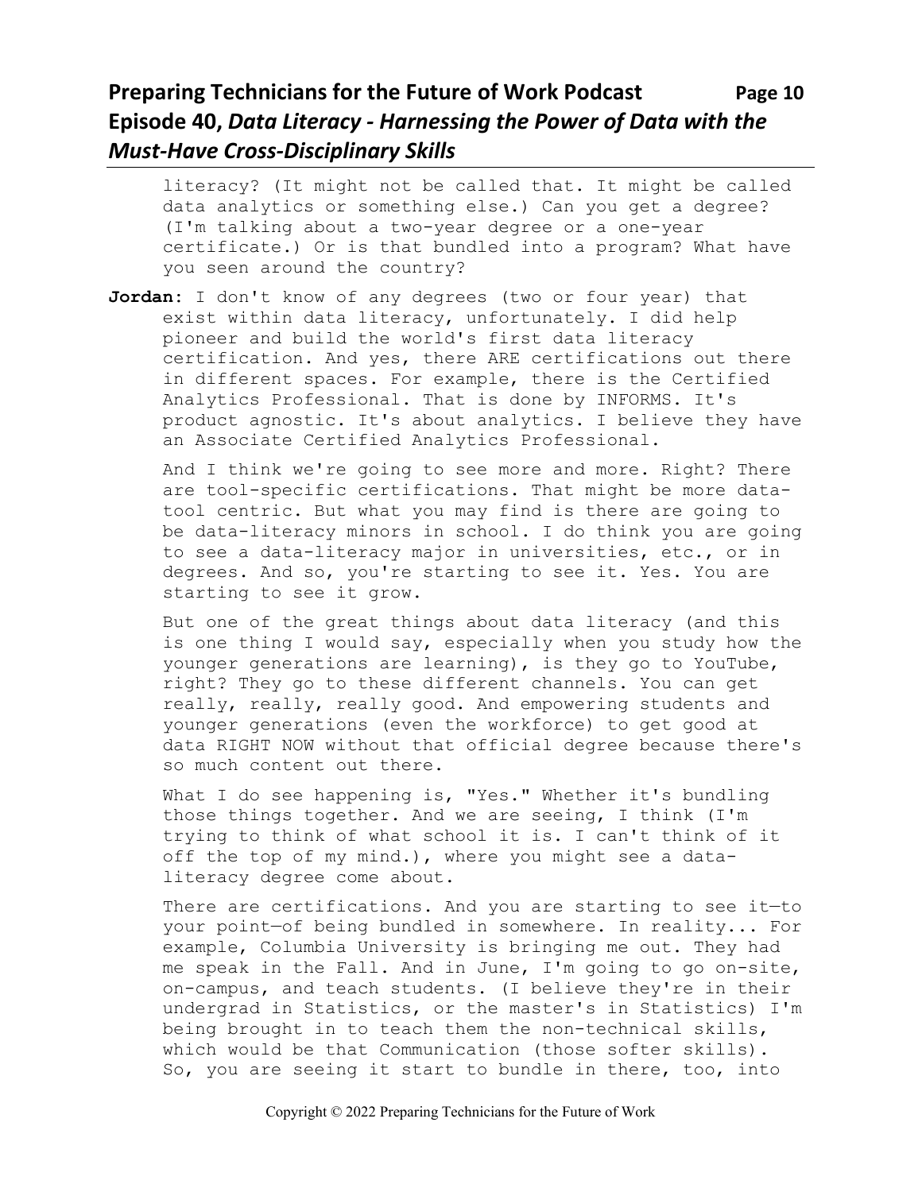literacy? (It might not be called that. It might be called data analytics or something else.) Can you get a degree? (I'm talking about a two-year degree or a one-year certificate.) Or is that bundled into a program? What have you seen around the country?

**Jordan:** I don't know of any degrees (two or four year) that exist within data literacy, unfortunately. I did help pioneer and build the world's first data literacy certification. And yes, there ARE certifications out there in different spaces. For example, there is the Certified Analytics Professional. That is done by INFORMS. It's product agnostic. It's about analytics. I believe they have an Associate Certified Analytics Professional.

And I think we're going to see more and more. Right? There are tool-specific certifications. That might be more data-tool centric. But what you may find is there are going to be data-literacy minors in school. I do think you are going to see a data-literacy major in universities, etc., or in degrees. And so, you're starting to see it. Yes. You are starting to see it grow.

But one of the great things about data literacy (and this is one thing I would say, especially when you study how the younger generations are learning), is they go to YouTube, right? They go to these different channels. You can get really, really, really good. And empowering students and younger generations (even the workforce) to get good at data RIGHT NOW without that official degree because there's so much content out there.

What I do see happening is, "Yes." Whether it's bundling those things together. And we are seeing, I think (I'm trying to think of what school it is. I can't think of it off the top of my mind.), where you might see a data-literacy degree come about.

There are certifications. And you are starting to see it—to your point—of being bundled in somewhere. In reality... For example, Columbia University is bringing me out. They had me speak in the Fall. And in June, I'm going to go on-site, on-campus, and teach students. (I believe they're in their undergrad in Statistics, or the master's in Statistics) I'm being brought in to teach them the non-technical skills, which would be that Communication (those softer skills). So, you are seeing it start to bundle in there, too, into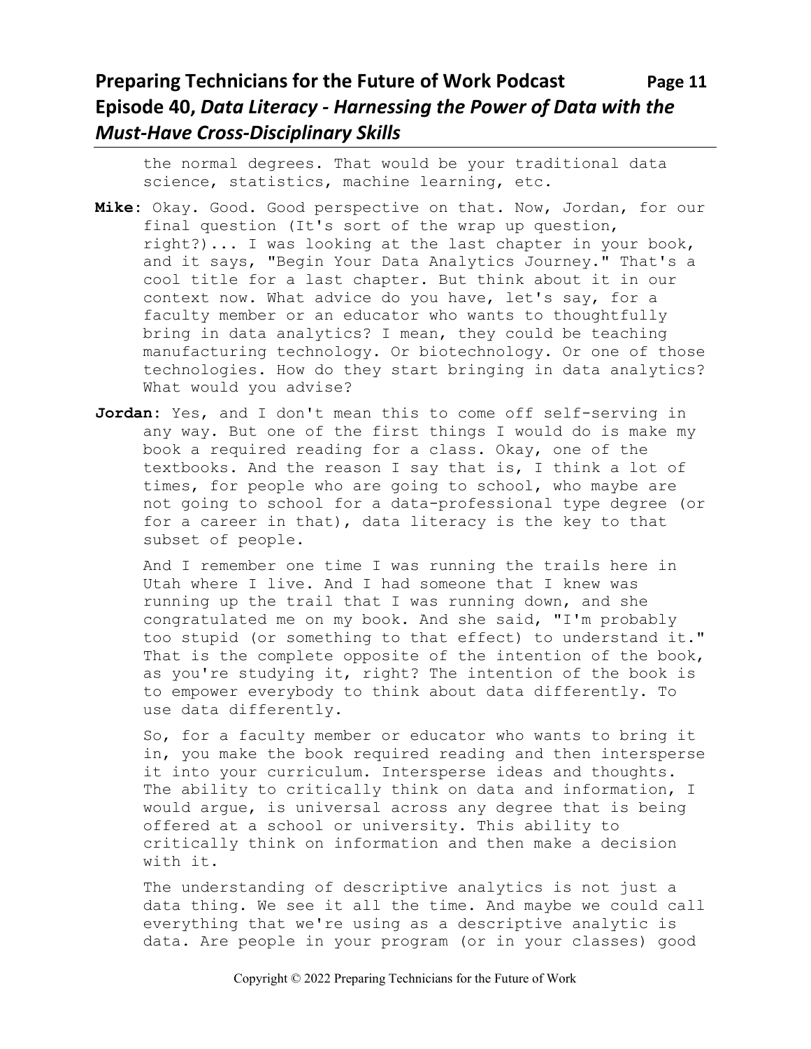the normal degrees. That would be your traditional data science, statistics, machine learning, etc.

**Mike**: Okay. Good. Good perspective on that. Now, Jordan, for our final question (It's sort of the wrap up question, right?)... I was looking at the last chapter in your book, and it says, "Begin Your Data Analytics Journey." That's a cool title for a last chapter. But think about it in our context now. What advice do you have, let's say, for a faculty member or an educator who wants to thoughtfully bring in data analytics? I mean, they could be teaching manufacturing technology. Or biotechnology. Or one of those technologies. How do they start bringing in data analytics? What would you advise?

**Jordan**: Yes, and I don't mean this to come off self-serving in any way. But one of the first things I would do is make my book a required reading for a class. Okay, one of the textbooks. And the reason I say that is, I think a lot of times, for people who are going to school, who maybe are not going to school for a data-professional type degree (or for a career in that), data literacy is the key to that subset of people.

And I remember one time I was running the trails here in Utah where I live. And I had someone that I knew was running up the trail that I was running down, and she congratulated me on my book. And she said, "I'm probably too stupid (or something to that effect) to understand it." That is the complete opposite of the intention of the book, as you're studying it, right? The intention of the book is to empower everybody to think about data differently. To use data differently.

So, for a faculty member or educator who wants to bring it in, you make the book required reading and then intersperse it into your curriculum. Intersperse ideas and thoughts. The ability to critically think on data and information, I would argue, is universal across any degree that is being offered at a school or university. This ability to critically think on information and then make a decision with it.

The understanding of descriptive analytics is not just a data thing. We see it all the time. And maybe we could call everything that we're using as a descriptive analytic is data. Are people in your program (or in your classes) good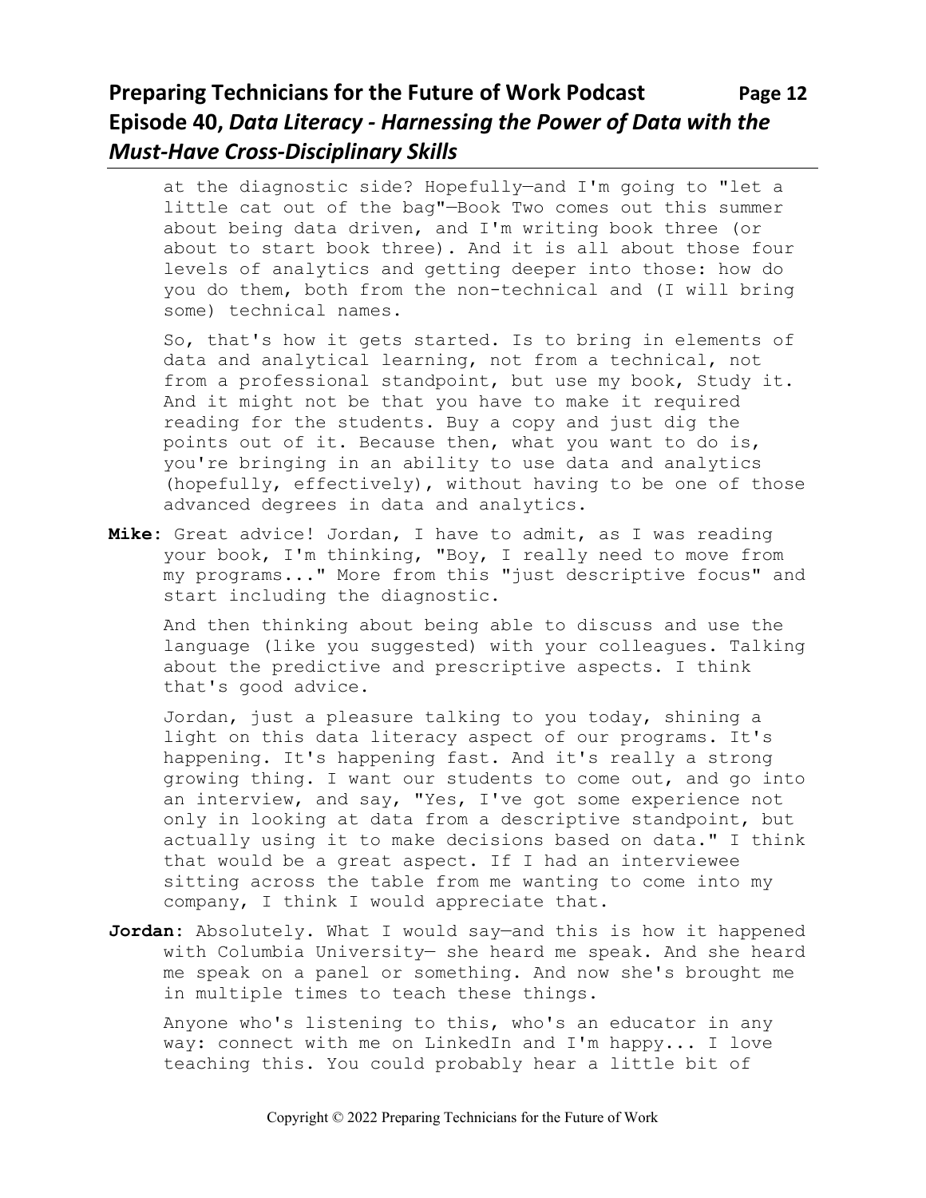at the diagnostic side? Hopefully—and I'm going to "let a little cat out of the bag"—Book Two comes out this summer about being data driven, and I'm writing book three (or about to start book three). And it is all about those four levels of analytics and getting deeper into those: how do you do them, both from the non-technical and (I will bring some) technical names.

So, that's how it gets started. Is to bring in elements of data and analytical learning, not from a technical, not from a professional standpoint, but use my book, Study it. And it might not be that you have to make it required reading for the students. Buy a copy and just dig the points out of it. Because then, what you want to do is, you're bringing in an ability to use data and analytics (hopefully, effectively), without having to be one of those advanced degrees in data and analytics.

**Mike**: Great advice! Jordan, I have to admit, as I was reading your book, I'm thinking, "Boy, I really need to move from my programs..." More from this "just descriptive focus" and start including the diagnostic.

And then thinking about being able to discuss and use the language (like you suggested) with your colleagues. Talking about the predictive and prescriptive aspects. I think that's good advice.

Jordan, just a pleasure talking to you today, shining a light on this data literacy aspect of our programs. It's happening. It's happening fast. And it's really a strong growing thing. I want our students to come out, and go into an interview, and say, "Yes, I've got some experience not only in looking at data from a descriptive standpoint, but actually using it to make decisions based on data." I think that would be a great aspect. If I had an interviewee sitting across the table from me wanting to come into my company, I think I would appreciate that.

**Jordan**: Absolutely. What I would say—and this is how it happened with Columbia University— she heard me speak. And she heard me speak on a panel or something. And now she's brought me in multiple times to teach these things.

Anyone who's listening to this, who's an educator in any way: connect with me on LinkedIn and I'm happy... I love teaching this. You could probably hear a little bit of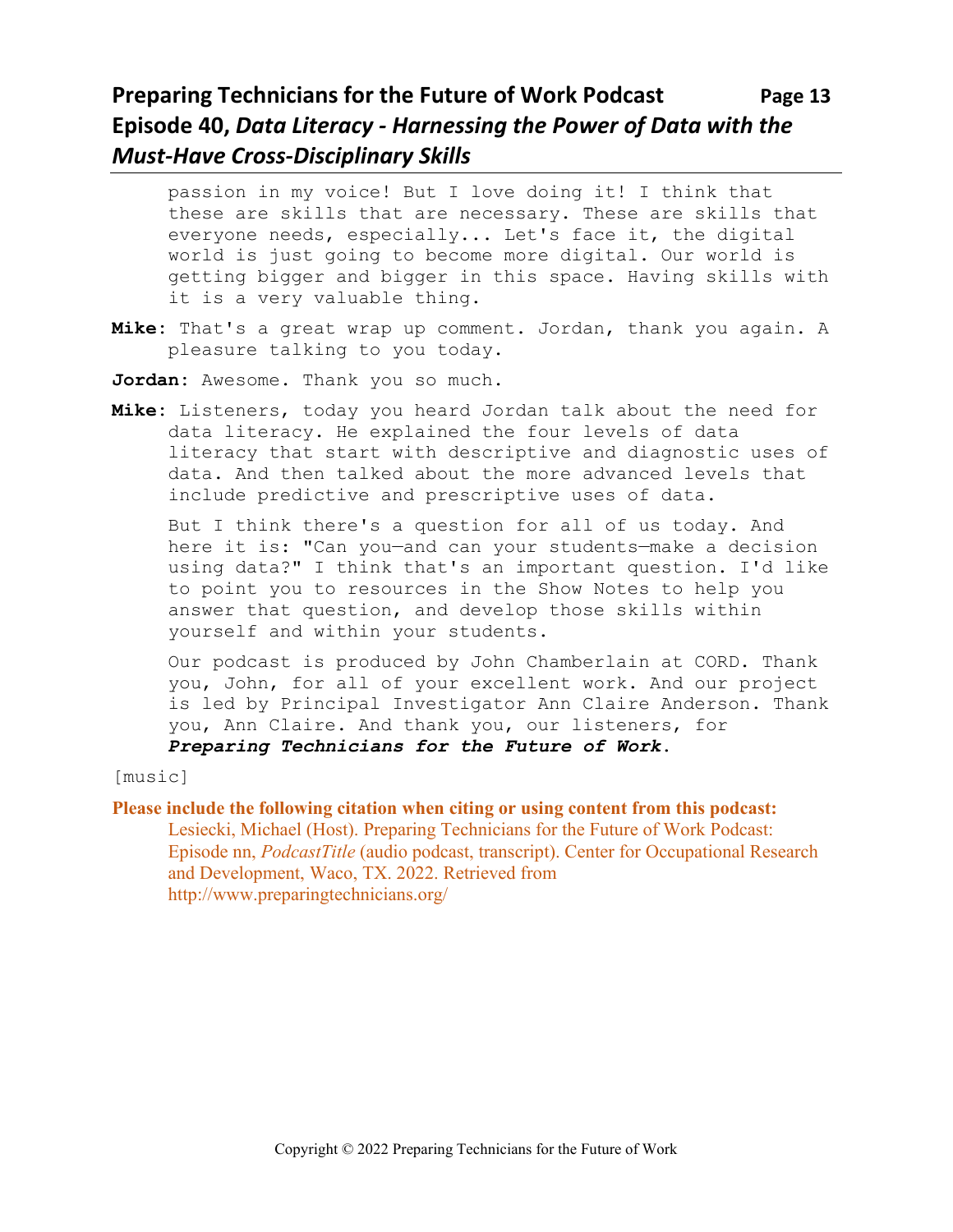passion in my voice! But I love doing it! I think that these are skills that are necessary. These are skills that everyone needs, especially... Let's face it, the digital world is just going to become more digital. Our world is getting bigger and bigger in this space. Having skills with it is a very valuable thing.

**Mike**: That's a great wrap up comment. Jordan, thank you again. A pleasure talking to you today.

**Jordan**: Awesome. Thank you so much.

**Mike**: Listeners, today you heard Jordan talk about the need for data literacy. He explained the four levels of data literacy that start with descriptive and diagnostic uses of data. And then talked about the more advanced levels that include predictive and prescriptive uses of data.

But I think there's a question for all of us today. And here it is: "Can you—and can your students—make a decision using data?" I think that's an important question. I'd like to point you to resources in the Show Notes to help you answer that question, and develop those skills within yourself and within your students.

Our podcast is produced by John Chamberlain at CORD. Thank you, John, for all of your excellent work. And our project is led by Principal Investigator Ann Claire Anderson. Thank you, Ann Claire. And thank you, our listeners, for ***Preparing Technicians for the Future of Work***.

[music]

**Please include the following citation when citing or using content from this podcast:**

Lesiecki, Michael (Host). Preparing Technicians for the Future of Work Podcast: Episode nn, *PodcastTitle* (audio podcast, transcript). Center for Occupational Research and Development, Waco, TX. 2022. Retrieved from http://www.preparingtechnicians.org/